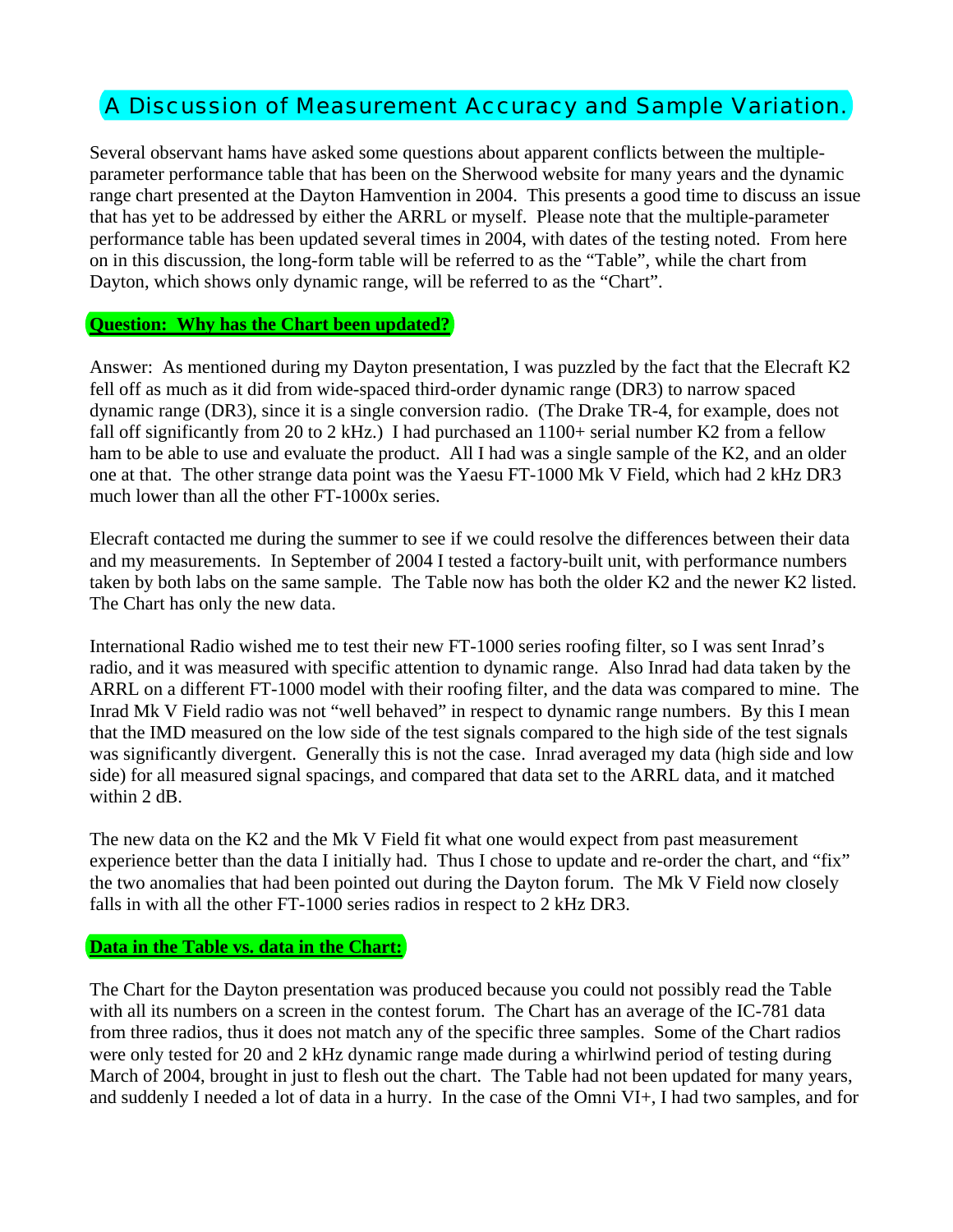# A Discussion of Measurement Accuracy and Sample Variation.

Several observant hams have asked some questions about apparent conflicts between the multiple-parameter performance table that has been on the Sherwood website for many years and the dynamic range chart presented at the Dayton Hamvention in 2004. This presents a good time to discuss an issue that has yet to be addressed by either the ARRL or myself. Please note that the multiple-parameter performance table has been updated several times in 2004, with dates of the testing noted. From here on in this discussion, the long-form table will be referred to as the "Table", while the chart from Dayton, which shows only dynamic range, will be referred to as the "Chart".

**Question: Why has the Chart been updated?**

Answer: As mentioned during my Dayton presentation, I was puzzled by the fact that the Elecraft K2 fell off as much as it did from wide-spaced third-order dynamic range (DR3) to narrow spaced dynamic range (DR3), since it is a single conversion radio. (The Drake TR-4, for example, does not fall off significantly from 20 to 2 kHz.) I had purchased an 1100+ serial number K2 from a fellow ham to be able to use and evaluate the product. All I had was a single sample of the K2, and an older one at that. The other strange data point was the Yaesu FT-1000 Mk V Field, which had 2 kHz DR3 much lower than all the other FT-1000x series.

Elecraft contacted me during the summer to see if we could resolve the differences between their data and my measurements. In September of 2004 I tested a factory-built unit, with performance numbers taken by both labs on the same sample. The Table now has both the older K2 and the newer K2 listed. The Chart has only the new data.

International Radio wished me to test their new FT-1000 series roofing filter, so I was sent Inrad's radio, and it was measured with specific attention to dynamic range. Also Inrad had data taken by the ARRL on a different FT-1000 model with their roofing filter, and the data was compared to mine. The Inrad Mk V Field radio was not "well behaved" in respect to dynamic range numbers. By this I mean that the IMD measured on the low side of the test signals compared to the high side of the test signals was significantly divergent. Generally this is not the case. Inrad averaged my data (high side and low side) for all measured signal spacings, and compared that data set to the ARRL data, and it matched within 2 dB.

The new data on the K2 and the Mk V Field fit what one would expect from past measurement experience better than the data I initially had. Thus I chose to update and re-order the chart, and "fix" the two anomalies that had been pointed out during the Dayton forum. The Mk V Field now closely falls in with all the other FT-1000 series radios in respect to 2 kHz DR3.

**Data in the Table vs. data in the Chart:**

The Chart for the Dayton presentation was produced because you could not possibly read the Table with all its numbers on a screen in the contest forum. The Chart has an average of the IC-781 data from three radios, thus it does not match any of the specific three samples. Some of the Chart radios were only tested for 20 and 2 kHz dynamic range made during a whirlwind period of testing during March of 2004, brought in just to flesh out the chart. The Table had not been updated for many years, and suddenly I needed a lot of data in a hurry. In the case of the Omni VI+, I had two samples, and for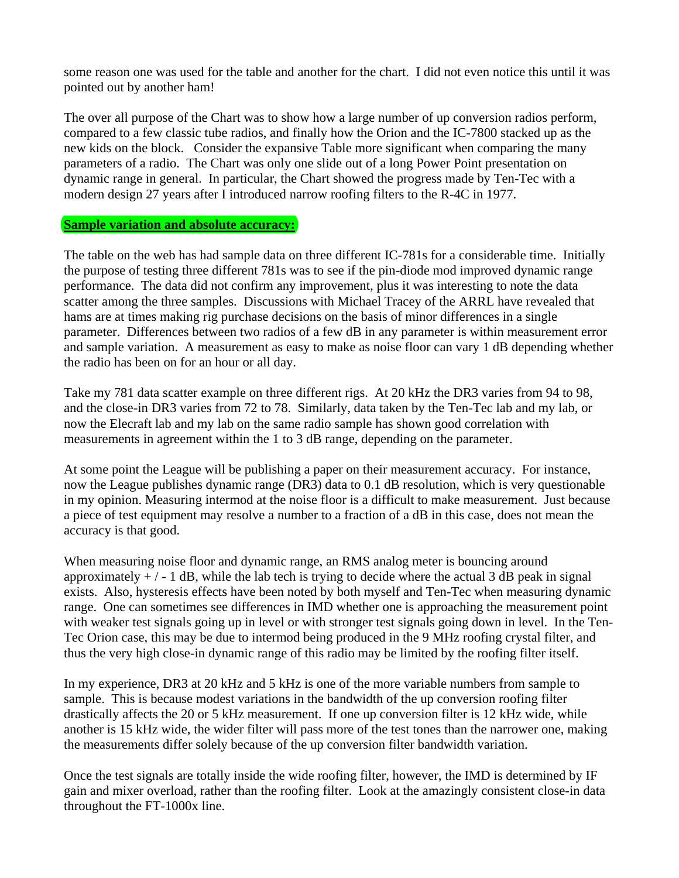some reason one was used for the table and another for the chart. I did not even notice this until it was pointed out by another ham!

The over all purpose of the Chart was to show how a large number of up conversion radios perform, compared to a few classic tube radios, and finally how the Orion and the IC-7800 stacked up as the new kids on the block. Consider the expansive Table more significant when comparing the many parameters of a radio. The Chart was only one slide out of a long Power Point presentation on dynamic range in general. In particular, the Chart showed the progress made by Ten-Tec with a modern design 27 years after I introduced narrow roofing filters to the R-4C in 1977.

**Sample variation and absolute accuracy:**

The table on the web has had sample data on three different IC-781s for a considerable time. Initially the purpose of testing three different 781s was to see if the pin-diode mod improved dynamic range performance. The data did not confirm any improvement, plus it was interesting to note the data scatter among the three samples. Discussions with Michael Tracey of the ARRL have revealed that hams are at times making rig purchase decisions on the basis of minor differences in a single parameter. Differences between two radios of a few dB in any parameter is within measurement error and sample variation. A measurement as easy to make as noise floor can vary 1 dB depending whether the radio has been on for an hour or all day.

Take my 781 data scatter example on three different rigs. At 20 kHz the DR3 varies from 94 to 98, and the close-in DR3 varies from 72 to 78. Similarly, data taken by the Ten-Tec lab and my lab, or now the Elecraft lab and my lab on the same radio sample has shown good correlation with measurements in agreement within the 1 to 3 dB range, depending on the parameter.

At some point the League will be publishing a paper on their measurement accuracy. For instance, now the League publishes dynamic range (DR3) data to 0.1 dB resolution, which is very questionable in my opinion. Measuring intermod at the noise floor is a difficult to make measurement. Just because a piece of test equipment may resolve a number to a fraction of a dB in this case, does not mean the accuracy is that good.

When measuring noise floor and dynamic range, an RMS analog meter is bouncing around approximately + / - 1 dB, while the lab tech is trying to decide where the actual 3 dB peak in signal exists. Also, hysteresis effects have been noted by both myself and Ten-Tec when measuring dynamic range. One can sometimes see differences in IMD whether one is approaching the measurement point with weaker test signals going up in level or with stronger test signals going down in level. In the Ten-Tec Orion case, this may be due to intermod being produced in the 9 MHz roofing crystal filter, and thus the very high close-in dynamic range of this radio may be limited by the roofing filter itself.

In my experience, DR3 at 20 kHz and 5 kHz is one of the more variable numbers from sample to sample. This is because modest variations in the bandwidth of the up conversion roofing filter drastically affects the 20 or 5 kHz measurement. If one up conversion filter is 12 kHz wide, while another is 15 kHz wide, the wider filter will pass more of the test tones than the narrower one, making the measurements differ solely because of the up conversion filter bandwidth variation.

Once the test signals are totally inside the wide roofing filter, however, the IMD is determined by IF gain and mixer overload, rather than the roofing filter. Look at the amazingly consistent close-in data throughout the FT-1000x line.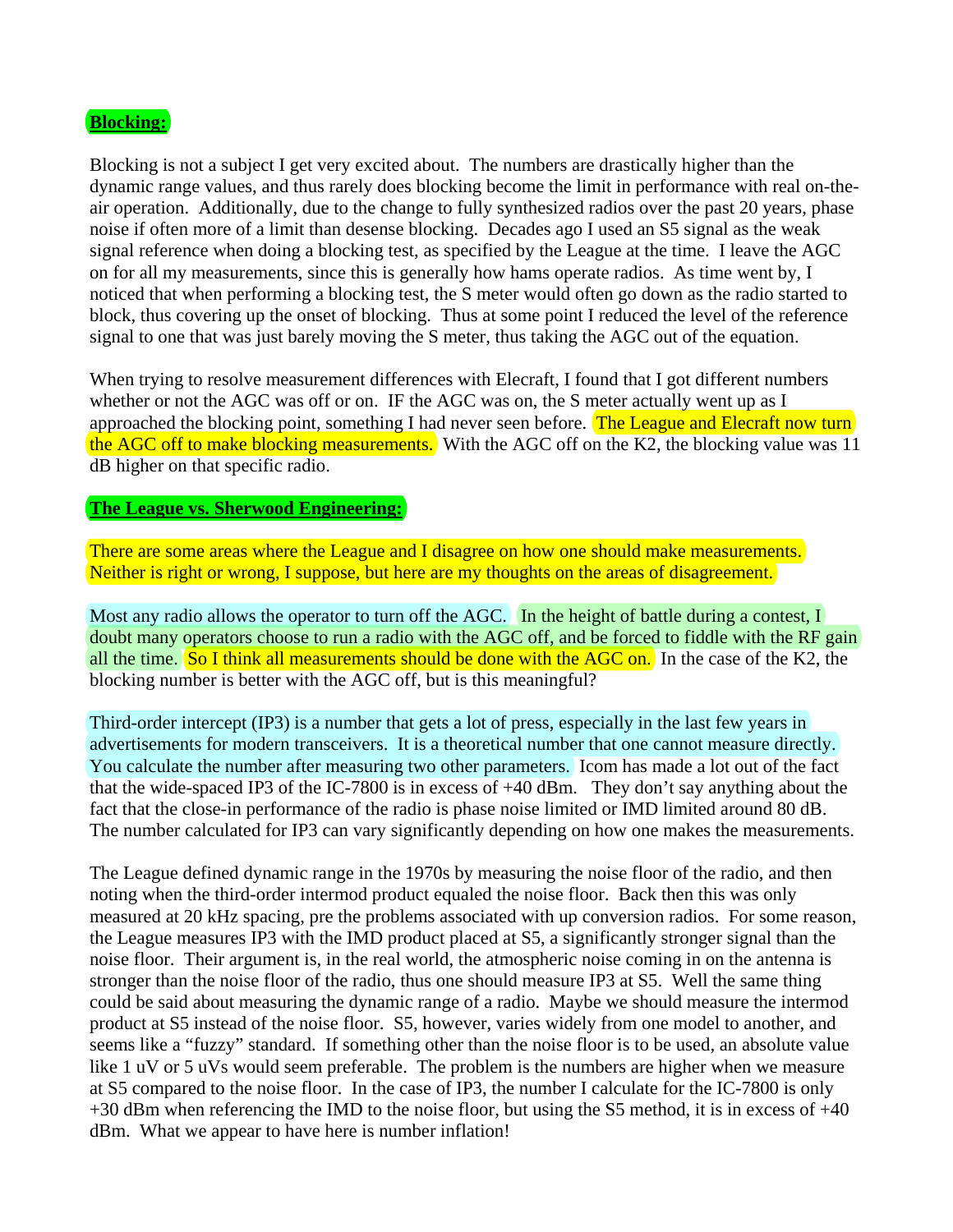**Blocking:**

Blocking is not a subject I get very excited about. The numbers are drastically higher than the dynamic range values, and thus rarely does blocking become the limit in performance with real on-the-air operation. Additionally, due to the change to fully synthesized radios over the past 20 years, phase noise if often more of a limit than desense blocking. Decades ago I used an S5 signal as the weak signal reference when doing a blocking test, as specified by the League at the time. I leave the AGC on for all my measurements, since this is generally how hams operate radios. As time went by, I noticed that when performing a blocking test, the S meter would often go down as the radio started to block, thus covering up the onset of blocking. Thus at some point I reduced the level of the reference signal to one that was just barely moving the S meter, thus taking the AGC out of the equation.

When trying to resolve measurement differences with Elecraft, I found that I got different numbers whether or not the AGC was off or on. IF the AGC was on, the S meter actually went up as I approached the blocking point, something I had never seen before. The League and Elecraft now turn the AGC off to make blocking measurements. With the AGC off on the K2, the blocking value was 11 dB higher on that specific radio.

**The League vs. Sherwood Engineering:**

There are some areas where the League and I disagree on how one should make measurements. Neither is right or wrong, I suppose, but here are my thoughts on the areas of disagreement.

Most any radio allows the operator to turn off the AGC. In the height of battle during a contest, I doubt many operators choose to run a radio with the AGC off, and be forced to fiddle with the RF gain all the time. So I think all measurements should be done with the AGC on. In the case of the K2, the blocking number is better with the AGC off, but is this meaningful?

Third-order intercept (IP3) is a number that gets a lot of press, especially in the last few years in advertisements for modern transceivers. It is a theoretical number that one cannot measure directly. You calculate the number after measuring two other parameters. Icom has made a lot out of the fact that the wide-spaced IP3 of the IC-7800 is in excess of +40 dBm. They don't say anything about the fact that the close-in performance of the radio is phase noise limited or IMD limited around 80 dB. The number calculated for IP3 can vary significantly depending on how one makes the measurements.

The League defined dynamic range in the 1970s by measuring the noise floor of the radio, and then noting when the third-order intermod product equaled the noise floor. Back then this was only measured at 20 kHz spacing, pre the problems associated with up conversion radios. For some reason, the League measures IP3 with the IMD product placed at S5, a significantly stronger signal than the noise floor. Their argument is, in the real world, the atmospheric noise coming in on the antenna is stronger than the noise floor of the radio, thus one should measure IP3 at S5. Well the same thing could be said about measuring the dynamic range of a radio. Maybe we should measure the intermod product at S5 instead of the noise floor. S5, however, varies widely from one model to another, and seems like a "fuzzy" standard. If something other than the noise floor is to be used, an absolute value like 1 uV or 5 uVs would seem preferable. The problem is the numbers are higher when we measure at S5 compared to the noise floor. In the case of IP3, the number I calculate for the IC-7800 is only +30 dBm when referencing the IMD to the noise floor, but using the S5 method, it is in excess of +40 dBm. What we appear to have here is number inflation!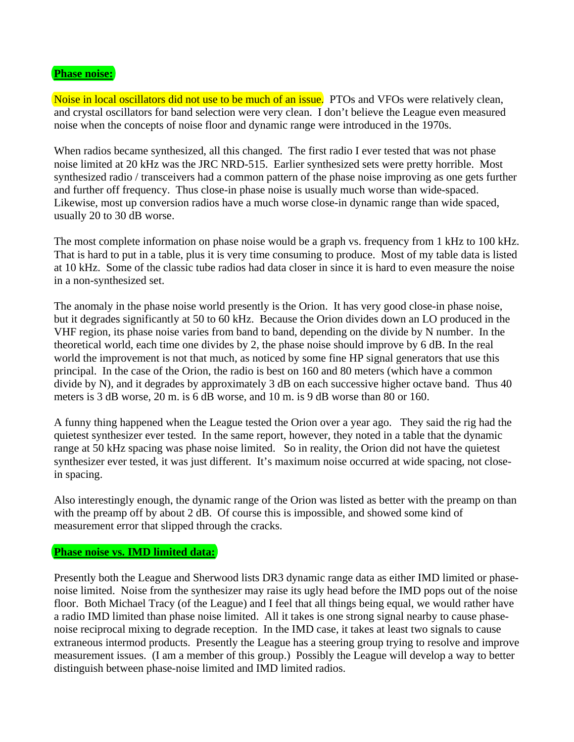**Phase noise:**

Noise in local oscillators did not use to be much of an issue. PTOs and VFOs were relatively clean, and crystal oscillators for band selection were very clean. I don't believe the League even measured noise when the concepts of noise floor and dynamic range were introduced in the 1970s.

When radios became synthesized, all this changed. The first radio I ever tested that was not phase noise limited at 20 kHz was the JRC NRD-515. Earlier synthesized sets were pretty horrible. Most synthesized radio / transceivers had a common pattern of the phase noise improving as one gets further and further off frequency. Thus close-in phase noise is usually much worse than wide-spaced. Likewise, most up conversion radios have a much worse close-in dynamic range than wide spaced, usually 20 to 30 dB worse.

The most complete information on phase noise would be a graph vs. frequency from 1 kHz to 100 kHz. That is hard to put in a table, plus it is very time consuming to produce. Most of my table data is listed at 10 kHz. Some of the classic tube radios had data closer in since it is hard to even measure the noise in a non-synthesized set.

The anomaly in the phase noise world presently is the Orion. It has very good close-in phase noise, but it degrades significantly at 50 to 60 kHz. Because the Orion divides down an LO produced in the VHF region, its phase noise varies from band to band, depending on the divide by N number. In the theoretical world, each time one divides by 2, the phase noise should improve by 6 dB. In the real world the improvement is not that much, as noticed by some fine HP signal generators that use this principal. In the case of the Orion, the radio is best on 160 and 80 meters (which have a common divide by N), and it degrades by approximately 3 dB on each successive higher octave band. Thus 40 meters is 3 dB worse, 20 m. is 6 dB worse, and 10 m. is 9 dB worse than 80 or 160.

A funny thing happened when the League tested the Orion over a year ago. They said the rig had the quietest synthesizer ever tested. In the same report, however, they noted in a table that the dynamic range at 50 kHz spacing was phase noise limited. So in reality, the Orion did not have the quietest synthesizer ever tested, it was just different. It's maximum noise occurred at wide spacing, not close-in spacing.

Also interestingly enough, the dynamic range of the Orion was listed as better with the preamp on than with the preamp off by about 2 dB. Of course this is impossible, and showed some kind of measurement error that slipped through the cracks.

**Phase noise vs. IMD limited data:**

Presently both the League and Sherwood lists DR3 dynamic range data as either IMD limited or phase-noise limited. Noise from the synthesizer may raise its ugly head before the IMD pops out of the noise floor. Both Michael Tracy (of the League) and I feel that all things being equal, we would rather have a radio IMD limited than phase noise limited. All it takes is one strong signal nearby to cause phase-noise reciprocal mixing to degrade reception. In the IMD case, it takes at least two signals to cause extraneous intermod products. Presently the League has a steering group trying to resolve and improve measurement issues. (I am a member of this group.) Possibly the League will develop a way to better distinguish between phase-noise limited and IMD limited radios.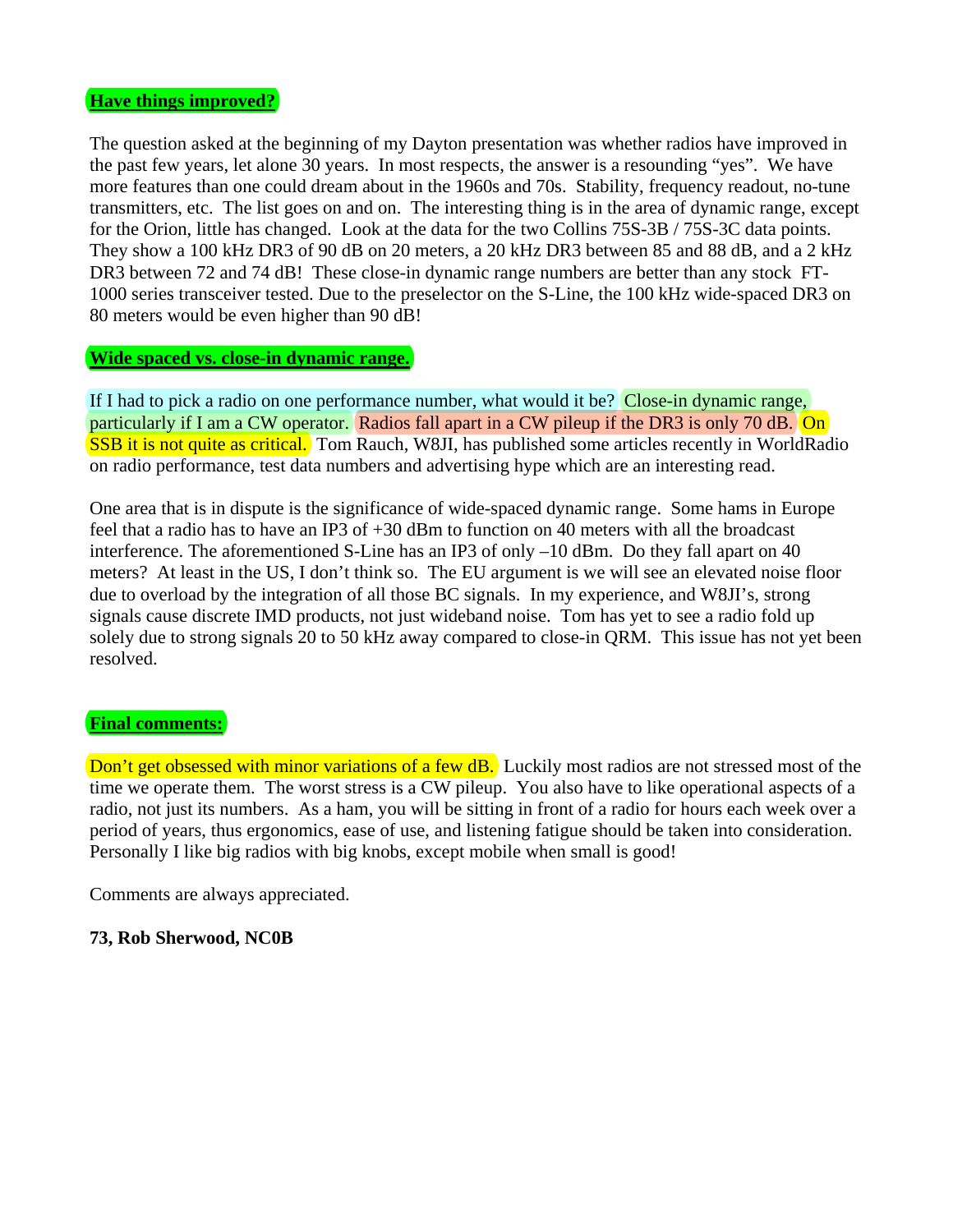## Have things improved?

The question asked at the beginning of my Dayton presentation was whether radios have improved in the past few years, let alone 30 years. In most respects, the answer is a resounding "yes". We have more features than one could dream about in the 1960s and 70s. Stability, frequency readout, no-tune transmitters, etc. The list goes on and on. The interesting thing is in the area of dynamic range, except for the Orion, little has changed. Look at the data for the two Collins 75S-3B / 75S-3C data points. They show a 100 kHz DR3 of 90 dB on 20 meters, a 20 kHz DR3 between 85 and 88 dB, and a 2 kHz DR3 between 72 and 74 dB! These close-in dynamic range numbers are better than any stock FT-1000 series transceiver tested. Due to the preselector on the S-Line, the 100 kHz wide-spaced DR3 on 80 meters would be even higher than 90 dB!

## Wide spaced vs. close-in dynamic range.

If I had to pick a radio on one performance number, what would it be? Close-in dynamic range, particularly if I am a CW operator. Radios fall apart in a CW pileup if the DR3 is only 70 dB. On SSB it is not quite as critical. Tom Rauch, W8JI, has published some articles recently in WorldRadio on radio performance, test data numbers and advertising hype which are an interesting read.

One area that is in dispute is the significance of wide-spaced dynamic range. Some hams in Europe feel that a radio has to have an IP3 of +30 dBm to function on 40 meters with all the broadcast interference. The aforementioned S-Line has an IP3 of only –10 dBm. Do they fall apart on 40 meters? At least in the US, I don't think so. The EU argument is we will see an elevated noise floor due to overload by the integration of all those BC signals. In my experience, and W8JI's, strong signals cause discrete IMD products, not just wideband noise. Tom has yet to see a radio fold up solely due to strong signals 20 to 50 kHz away compared to close-in QRM. This issue has not yet been resolved.

## Final comments:

Don't get obsessed with minor variations of a few dB. Luckily most radios are not stressed most of the time we operate them. The worst stress is a CW pileup. You also have to like operational aspects of a radio, not just its numbers. As a ham, you will be sitting in front of a radio for hours each week over a period of years, thus ergonomics, ease of use, and listening fatigue should be taken into consideration. Personally I like big radios with big knobs, except mobile when small is good!

Comments are always appreciated.

**73, Rob Sherwood, NC0B**